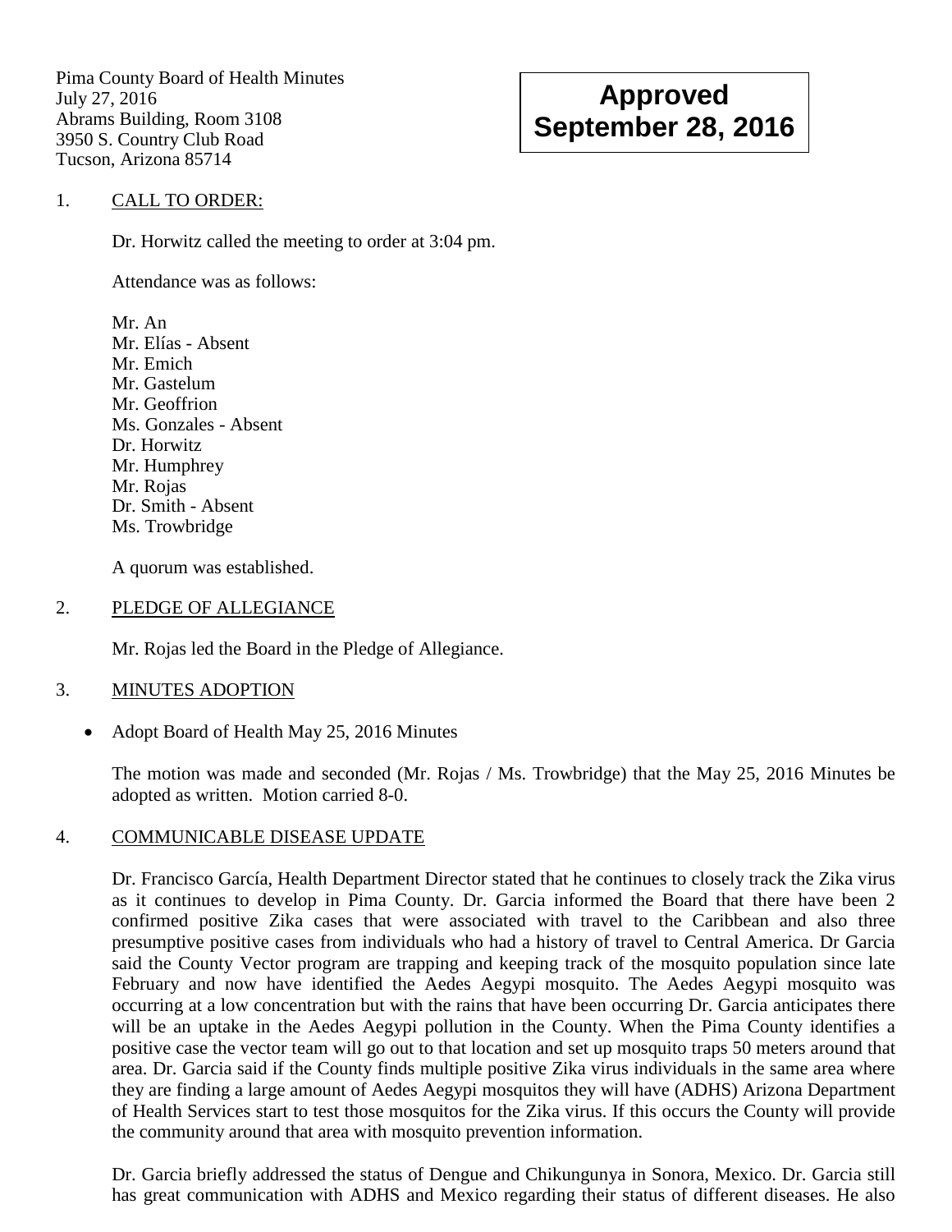Pima County Board of Health Minutes
July 27, 2016
Abrams Building, Room 3108
3950 S. Country Club Road
Tucson, Arizona 85714

**Approved**
**September 28, 2016**

1. CALL TO ORDER:

   Dr. Horwitz called the meeting to order at 3:04 pm.

   Attendance was as follows:

   Mr. An
   Mr. Elías - Absent
   Mr. Emich
   Mr. Gastelum
   Mr. Geoffrion
   Ms. Gonzales - Absent
   Dr. Horwitz
   Mr. Humphrey
   Mr. Rojas
   Dr. Smith - Absent
   Ms. Trowbridge

   A quorum was established.

2. PLEDGE OF ALLEGIANCE

   Mr. Rojas led the Board in the Pledge of Allegiance.

3. MINUTES ADOPTION

   - Adopt Board of Health May 25, 2016 Minutes

   The motion was made and seconded (Mr. Rojas / Ms. Trowbridge) that the May 25, 2016 Minutes be adopted as written. Motion carried 8-0.

4. COMMUNICABLE DISEASE UPDATE

   Dr. Francisco García, Health Department Director stated that he continues to closely track the Zika virus as it continues to develop in Pima County. Dr. Garcia informed the Board that there have been 2 confirmed positive Zika cases that were associated with travel to the Caribbean and also three presumptive positive cases from individuals who had a history of travel to Central America. Dr Garcia said the County Vector program are trapping and keeping track of the mosquito population since late February and now have identified the Aedes Aegypi mosquito. The Aedes Aegypi mosquito was occurring at a low concentration but with the rains that have been occurring Dr. Garcia anticipates there will be an uptake in the Aedes Aegypi pollution in the County. When the Pima County identifies a positive case the vector team will go out to that location and set up mosquito traps 50 meters around that area. Dr. Garcia said if the County finds multiple positive Zika virus individuals in the same area where they are finding a large amount of Aedes Aegypi mosquitos they will have (ADHS) Arizona Department of Health Services start to test those mosquitos for the Zika virus. If this occurs the County will provide the community around that area with mosquito prevention information.

   Dr. Garcia briefly addressed the status of Dengue and Chikungunya in Sonora, Mexico. Dr. Garcia still has great communication with ADHS and Mexico regarding their status of different diseases. He also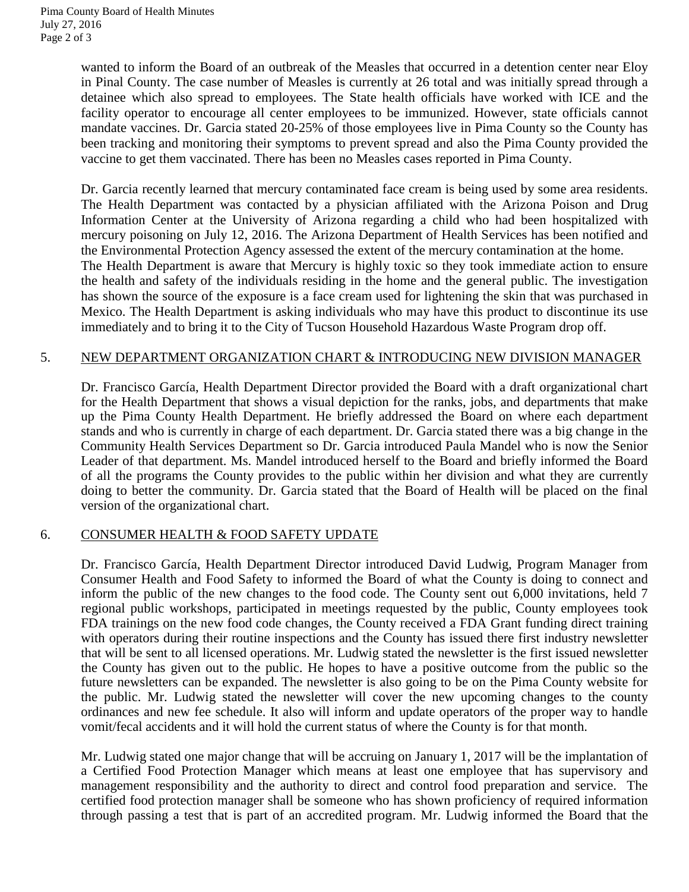wanted to inform the Board of an outbreak of the Measles that occurred in a detention center near Eloy in Pinal County. The case number of Measles is currently at 26 total and was initially spread through a detainee which also spread to employees. The State health officials have worked with ICE and the facility operator to encourage all center employees to be immunized. However, state officials cannot mandate vaccines. Dr. Garcia stated 20-25% of those employees live in Pima County so the County has been tracking and monitoring their symptoms to prevent spread and also the Pima County provided the vaccine to get them vaccinated. There has been no Measles cases reported in Pima County.

Dr. Garcia recently learned that mercury contaminated face cream is being used by some area residents. The Health Department was contacted by a physician affiliated with the Arizona Poison and Drug Information Center at the University of Arizona regarding a child who had been hospitalized with mercury poisoning on July 12, 2016. The Arizona Department of Health Services has been notified and the Environmental Protection Agency assessed the extent of the mercury contamination at the home.
The Health Department is aware that Mercury is highly toxic so they took immediate action to ensure the health and safety of the individuals residing in the home and the general public. The investigation has shown the source of the exposure is a face cream used for lightening the skin that was purchased in Mexico. The Health Department is asking individuals who may have this product to discontinue its use immediately and to bring it to the City of Tucson Household Hazardous Waste Program drop off.

## 5. NEW DEPARTMENT ORGANIZATION CHART & INTRODUCING NEW DIVISION MANAGER

Dr. Francisco García, Health Department Director provided the Board with a draft organizational chart for the Health Department that shows a visual depiction for the ranks, jobs, and departments that make up the Pima County Health Department. He briefly addressed the Board on where each department stands and who is currently in charge of each department. Dr. Garcia stated there was a big change in the Community Health Services Department so Dr. Garcia introduced Paula Mandel who is now the Senior Leader of that department. Ms. Mandel introduced herself to the Board and briefly informed the Board of all the programs the County provides to the public within her division and what they are currently doing to better the community. Dr. Garcia stated that the Board of Health will be placed on the final version of the organizational chart.

## 6. CONSUMER HEALTH & FOOD SAFETY UPDATE

Dr. Francisco García, Health Department Director introduced David Ludwig, Program Manager from Consumer Health and Food Safety to informed the Board of what the County is doing to connect and inform the public of the new changes to the food code. The County sent out 6,000 invitations, held 7 regional public workshops, participated in meetings requested by the public, County employees took FDA trainings on the new food code changes, the County received a FDA Grant funding direct training with operators during their routine inspections and the County has issued there first industry newsletter that will be sent to all licensed operations. Mr. Ludwig stated the newsletter is the first issued newsletter the County has given out to the public. He hopes to have a positive outcome from the public so the future newsletters can be expanded. The newsletter is also going to be on the Pima County website for the public. Mr. Ludwig stated the newsletter will cover the new upcoming changes to the county ordinances and new fee schedule. It also will inform and update operators of the proper way to handle vomit/fecal accidents and it will hold the current status of where the County is for that month.

Mr. Ludwig stated one major change that will be accruing on January 1, 2017 will be the implantation of a Certified Food Protection Manager which means at least one employee that has supervisory and management responsibility and the authority to direct and control food preparation and service. The certified food protection manager shall be someone who has shown proficiency of required information through passing a test that is part of an accredited program. Mr. Ludwig informed the Board that the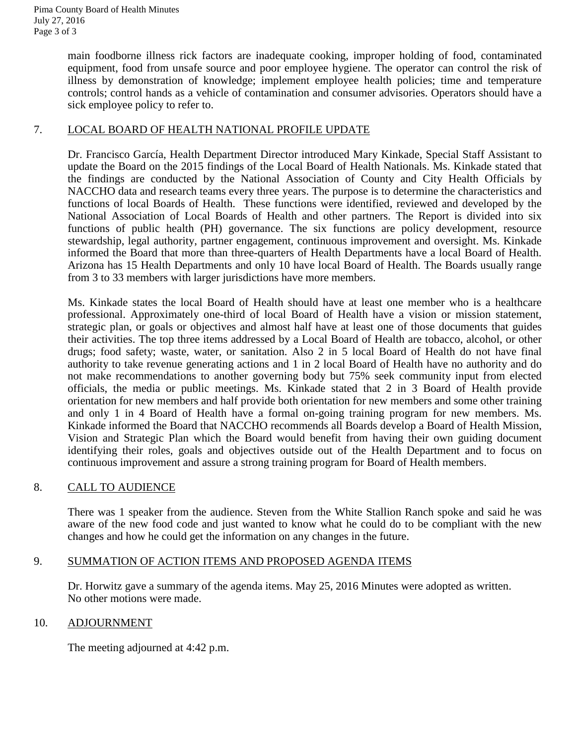main foodborne illness rick factors are inadequate cooking, improper holding of food, contaminated equipment, food from unsafe source and poor employee hygiene. The operator can control the risk of illness by demonstration of knowledge; implement employee health policies; time and temperature controls; control hands as a vehicle of contamination and consumer advisories. Operators should have a sick employee policy to refer to.

7. LOCAL BOARD OF HEALTH NATIONAL PROFILE UPDATE

Dr. Francisco García, Health Department Director introduced Mary Kinkade, Special Staff Assistant to update the Board on the 2015 findings of the Local Board of Health Nationals. Ms. Kinkade stated that the findings are conducted by the National Association of County and City Health Officials by NACCHO data and research teams every three years. The purpose is to determine the characteristics and functions of local Boards of Health. These functions were identified, reviewed and developed by the National Association of Local Boards of Health and other partners. The Report is divided into six functions of public health (PH) governance. The six functions are policy development, resource stewardship, legal authority, partner engagement, continuous improvement and oversight. Ms. Kinkade informed the Board that more than three-quarters of Health Departments have a local Board of Health. Arizona has 15 Health Departments and only 10 have local Board of Health. The Boards usually range from 3 to 33 members with larger jurisdictions have more members.

Ms. Kinkade states the local Board of Health should have at least one member who is a healthcare professional. Approximately one-third of local Board of Health have a vision or mission statement, strategic plan, or goals or objectives and almost half have at least one of those documents that guides their activities. The top three items addressed by a Local Board of Health are tobacco, alcohol, or other drugs; food safety; waste, water, or sanitation. Also 2 in 5 local Board of Health do not have final authority to take revenue generating actions and 1 in 2 local Board of Health have no authority and do not make recommendations to another governing body but 75% seek community input from elected officials, the media or public meetings. Ms. Kinkade stated that 2 in 3 Board of Health provide orientation for new members and half provide both orientation for new members and some other training and only 1 in 4 Board of Health have a formal on-going training program for new members. Ms. Kinkade informed the Board that NACCHO recommends all Boards develop a Board of Health Mission, Vision and Strategic Plan which the Board would benefit from having their own guiding document identifying their roles, goals and objectives outside out of the Health Department and to focus on continuous improvement and assure a strong training program for Board of Health members.

8. CALL TO AUDIENCE

There was 1 speaker from the audience. Steven from the White Stallion Ranch spoke and said he was aware of the new food code and just wanted to know what he could do to be compliant with the new changes and how he could get the information on any changes in the future.

9. SUMMATION OF ACTION ITEMS AND PROPOSED AGENDA ITEMS

Dr. Horwitz gave a summary of the agenda items. May 25, 2016 Minutes were adopted as written.
No other motions were made.

10. ADJOURNMENT

The meeting adjourned at 4:42 p.m.